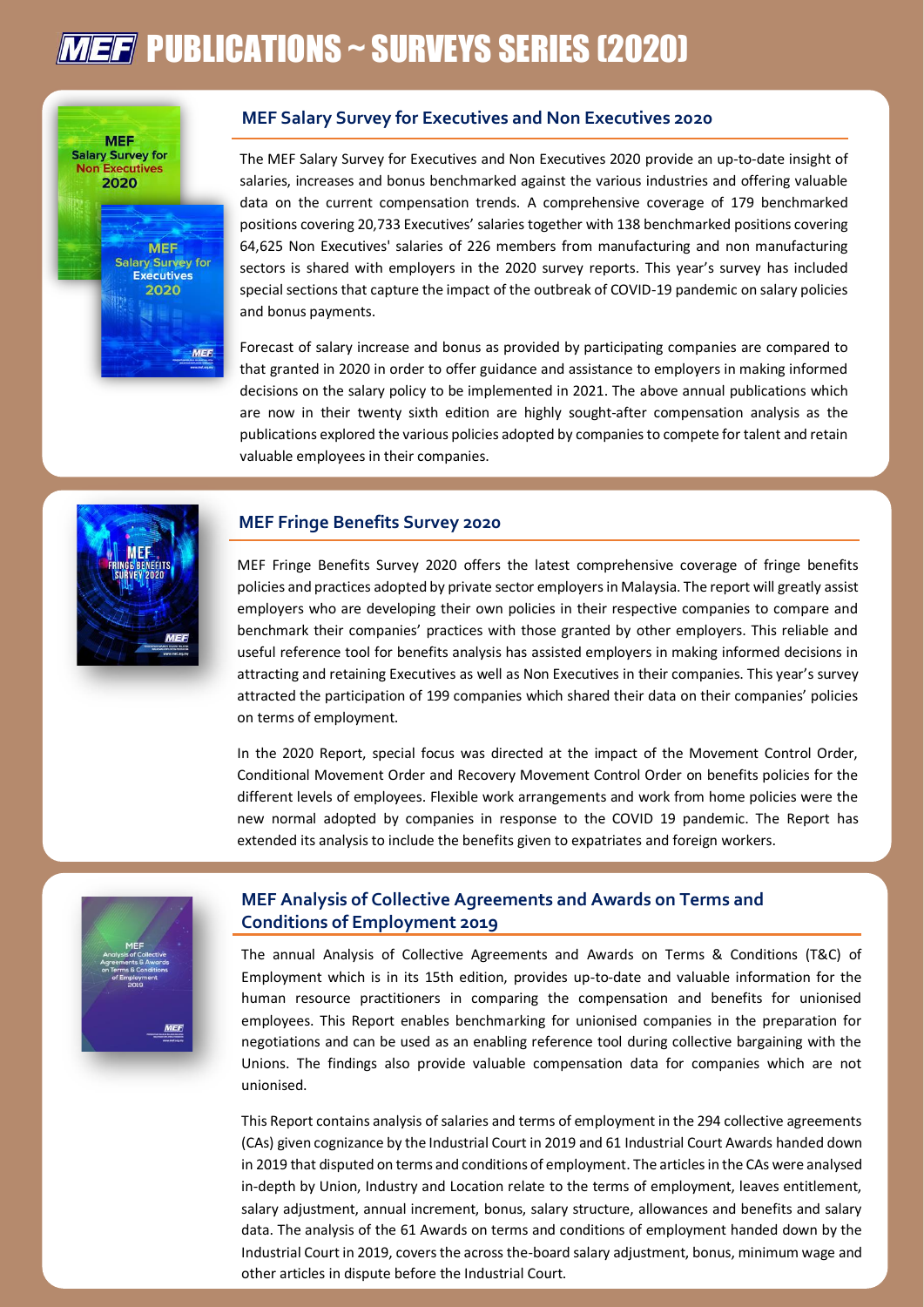# MEF PUBLICATIONS ~ SURVEYS SERIES (2020)

## MEF Salary Survey for Executives and Non Executives 2020

The MEF Salary Survey for Executives and Non Executives 2020 provide an up-to-date insight of salaries, increases and bonus benchmarked against the various industries and offering valuable data on the current compensation trends. A comprehensive coverage of 179 benchmarked positions covering 20,733 Executives' salaries together with 138 benchmarked positions covering 64,625 Non Executives' salaries of 226 members from manufacturing and non manufacturing sectors is shared with employers in the 2020 survey reports. This year's survey has included special sections that capture the impact of the outbreak of COVID-19 pandemic on salary policies and bonus payments.

Forecast of salary increase and bonus as provided by participating companies are compared to that granted in 2020 in order to offer guidance and assistance to employers in making informed decisions on the salary policy to be implemented in 2021. The above annual publications which are now in their twenty sixth edition are highly sought-after compensation analysis as the publications explored the various policies adopted by companies to compete for talent and retain valuable employees in their companies.

## MEF Fringe Benefits Survey 2020

MEF Fringe Benefits Survey 2020 offers the latest comprehensive coverage of fringe benefits policies and practices adopted by private sector employers in Malaysia. The report will greatly assist employers who are developing their own policies in their respective companies to compare and benchmark their companies' practices with those granted by other employers. This reliable and useful reference tool for benefits analysis has assisted employers in making informed decisions in attracting and retaining Executives as well as Non Executives in their companies. This year's survey attracted the participation of 199 companies which shared their data on their companies' policies on terms of employment.

In the 2020 Report, special focus was directed at the impact of the Movement Control Order, Conditional Movement Order and Recovery Movement Control Order on benefits policies for the different levels of employees. Flexible work arrangements and work from home policies were the new normal adopted by companies in response to the COVID 19 pandemic. The Report has extended its analysis to include the benefits given to expatriates and foreign workers.

## MEF Analysis of Collective Agreements and Awards on Terms and Conditions of Employment 2019

The annual Analysis of Collective Agreements and Awards on Terms & Conditions (T&C) of Employment which is in its 15th edition, provides up-to-date and valuable information for the human resource practitioners in comparing the compensation and benefits for unionised employees. This Report enables benchmarking for unionised companies in the preparation for negotiations and can be used as an enabling reference tool during collective bargaining with the Unions. The findings also provide valuable compensation data for companies which are not unionised.

This Report contains analysis of salaries and terms of employment in the 294 collective agreements (CAs) given cognizance by the Industrial Court in 2019 and 61 Industrial Court Awards handed down in 2019 that disputed on terms and conditions of employment. The articles in the CAs were analysed in-depth by Union, Industry and Location relate to the terms of employment, leaves entitlement, salary adjustment, annual increment, bonus, salary structure, allowances and benefits and salary data. The analysis of the 61 Awards on terms and conditions of employment handed down by the Industrial Court in 2019, covers the across the-board salary adjustment, bonus, minimum wage and other articles in dispute before the Industrial Court.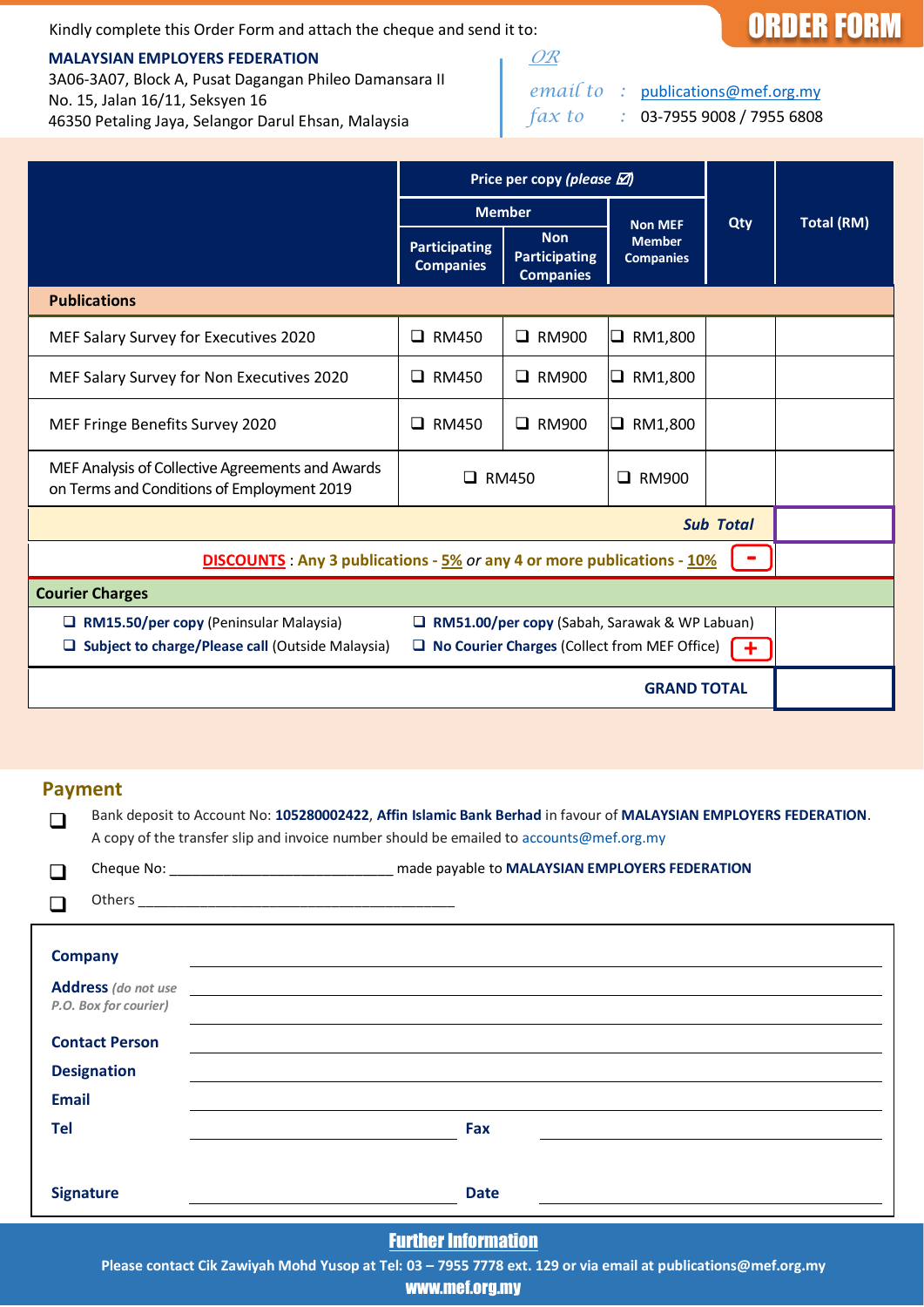Kindly complete this Order Form and attach the cheque and send it to:

**MALAYSIAN EMPLOYERS FEDERATION**
3A06-3A07, Block A, Pusat Dagangan Phileo Damansara II
No. 15, Jalan 16/11, Seksyen 16
46350 Petaling Jaya, Selangor Darul Ehsan, Malaysia

*OR*

*email to* : publications@mef.org.my
*fax to* : 03-7955 9008 / 7955 6808

# ORDER FORM

| | Price per copy (*please* ☑) | | | Qty | Total (RM) |
|---|---|---|---|---|---|
| | Member | | Non MEF Member Companies | | |
| | Participating Companies | Non Participating Companies | | | |
| **Publications** | | | | | |
| MEF Salary Survey for Executives 2020 | ❑ RM450 | ❑ RM900 | ❑ RM1,800 | | |
| MEF Salary Survey for Non Executives 2020 | ❑ RM450 | ❑ RM900 | ❑ RM1,800 | | |
| MEF Fringe Benefits Survey 2020 | ❑ RM450 | ❑ RM900 | ❑ RM1,800 | | |
| MEF Analysis of Collective Agreements and Awards on Terms and Conditions of Employment 2019 | ❑ RM450 | | ❑ RM900 | | |
| | | | | ***Sub Total*** | |
| **DISCOUNTS** : Any 3 publications - 5% *or* any 4 or more publications - 10% | | | | **-** | |
| **Courier Charges** | | | | | |
| ❑ **RM15.50/per copy** (Peninsular Malaysia) ❑ **Subject to charge/Please call** (Outside Malaysia) | ❑ **RM51.00/per copy** (Sabah, Sarawak & WP Labuan) ❑ **No Courier Charges** (Collect from MEF Office) | | | **+** | |
| | | | | **GRAND TOTAL** | |

## Payment

❑ Bank deposit to Account No: **105280002422**, **Affin Islamic Bank Berhad** in favour of **MALAYSIAN EMPLOYERS FEDERATION**. A copy of the transfer slip and invoice number should be emailed to accounts@mef.org.my

❑ Cheque No: ____________________________ made payable to **MALAYSIAN EMPLOYERS FEDERATION**

❑ Others ________________________________________

**Company** ________________________________________

**Address** *(do not use P.O. Box for courier)* ________________________________________

________________________________________

**Contact Person** ________________________________________

**Designation** ________________________________________

**Email** ________________________________________

**Tel** ____________________ **Fax** ____________________

**Signature** ____________________ **Date** ____________________

**Further Information**

**Please contact Cik Zawiyah Mohd Yusop at Tel: 03 – 7955 7778 ext. 129 or via email at publications@mef.org.my**

**www.mef.org.my**